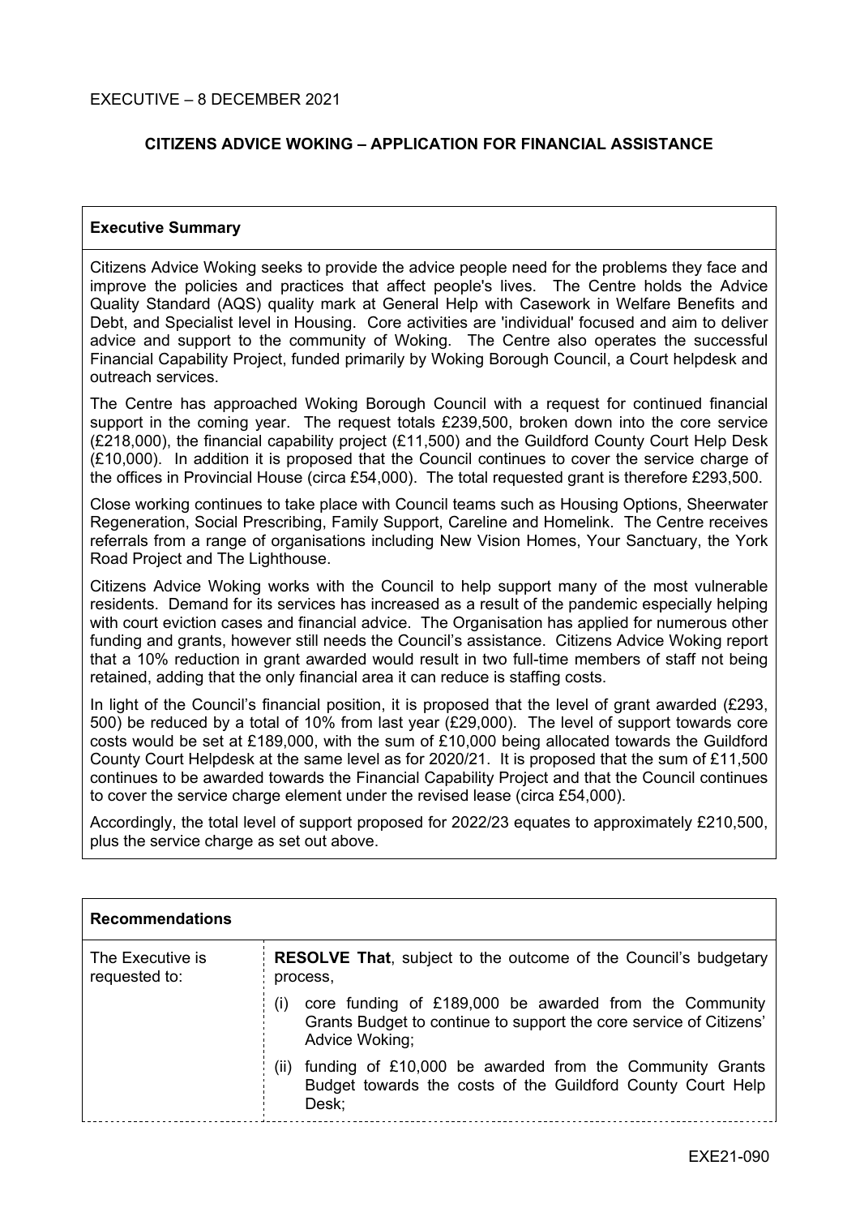EXECUTIVE – 8 DECEMBER 2021

## CITIZENS ADVICE WOKING – APPLICATION FOR FINANCIAL ASSISTANCE

### Executive Summary

Citizens Advice Woking seeks to provide the advice people need for the problems they face and improve the policies and practices that affect people's lives. The Centre holds the Advice Quality Standard (AQS) quality mark at General Help with Casework in Welfare Benefits and Debt, and Specialist level in Housing. Core activities are 'individual' focused and aim to deliver advice and support to the community of Woking. The Centre also operates the successful Financial Capability Project, funded primarily by Woking Borough Council, a Court helpdesk and outreach services.

The Centre has approached Woking Borough Council with a request for continued financial support in the coming year. The request totals £239,500, broken down into the core service (£218,000), the financial capability project (£11,500) and the Guildford County Court Help Desk (£10,000). In addition it is proposed that the Council continues to cover the service charge of the offices in Provincial House (circa £54,000). The total requested grant is therefore £293,500.

Close working continues to take place with Council teams such as Housing Options, Sheerwater Regeneration, Social Prescribing, Family Support, Careline and Homelink. The Centre receives referrals from a range of organisations including New Vision Homes, Your Sanctuary, the York Road Project and The Lighthouse.

Citizens Advice Woking works with the Council to help support many of the most vulnerable residents. Demand for its services has increased as a result of the pandemic especially helping with court eviction cases and financial advice. The Organisation has applied for numerous other funding and grants, however still needs the Council's assistance. Citizens Advice Woking report that a 10% reduction in grant awarded would result in two full-time members of staff not being retained, adding that the only financial area it can reduce is staffing costs.

In light of the Council's financial position, it is proposed that the level of grant awarded (£293, 500) be reduced by a total of 10% from last year (£29,000). The level of support towards core costs would be set at £189,000, with the sum of £10,000 being allocated towards the Guildford County Court Helpdesk at the same level as for 2020/21. It is proposed that the sum of £11,500 continues to be awarded towards the Financial Capability Project and that the Council continues to cover the service charge element under the revised lease (circa £54,000).

Accordingly, the total level of support proposed for 2022/23 equates to approximately £210,500, plus the service charge as set out above.

### Recommendations

| | |
|---|---|
| The Executive is requested to: | **RESOLVE That**, subject to the outcome of the Council's budgetary process,<br>(i) core funding of £189,000 be awarded from the Community Grants Budget to continue to support the core service of Citizens' Advice Woking;<br>(ii) funding of £10,000 be awarded from the Community Grants Budget towards the costs of the Guildford County Court Help Desk; |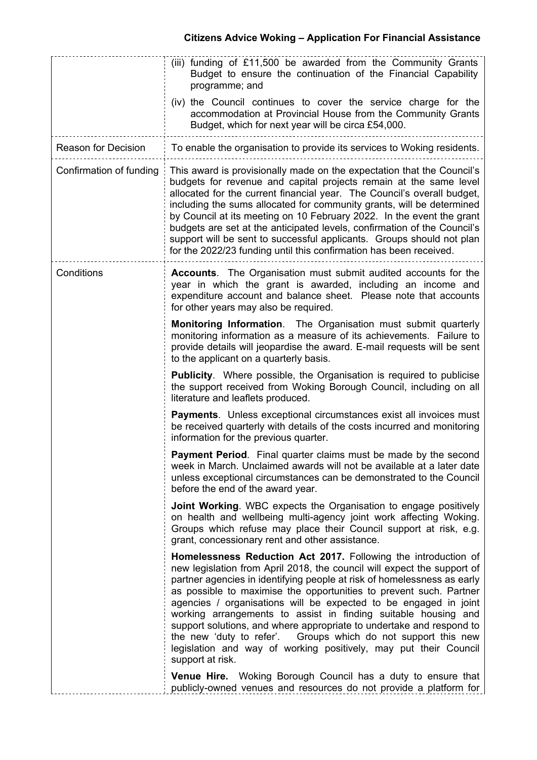| | |
|---|---|
| | (iii) funding of £11,500 be awarded from the Community Grants Budget to ensure the continuation of the Financial Capability programme; and<br><br>(iv) the Council continues to cover the service charge for the accommodation at Provincial House from the Community Grants Budget, which for next year will be circa £54,000. |
| Reason for Decision | To enable the organisation to provide its services to Woking residents. |
| Confirmation of funding | This award is provisionally made on the expectation that the Council's budgets for revenue and capital projects remain at the same level allocated for the current financial year. The Council's overall budget, including the sums allocated for community grants, will be determined by Council at its meeting on 10 February 2022. In the event the grant budgets are set at the anticipated levels, confirmation of the Council's support will be sent to successful applicants. Groups should not plan for the 2022/23 funding until this confirmation has been received. |
| Conditions | **Accounts**. The Organisation must submit audited accounts for the year in which the grant is awarded, including an income and expenditure account and balance sheet. Please note that accounts for other years may also be required.<br><br>**Monitoring Information**. The Organisation must submit quarterly monitoring information as a measure of its achievements. Failure to provide details will jeopardise the award. E-mail requests will be sent to the applicant on a quarterly basis.<br><br>**Publicity**. Where possible, the Organisation is required to publicise the support received from Woking Borough Council, including on all literature and leaflets produced.<br><br>**Payments**. Unless exceptional circumstances exist all invoices must be received quarterly with details of the costs incurred and monitoring information for the previous quarter.<br><br>**Payment Period**. Final quarter claims must be made by the second week in March. Unclaimed awards will not be available at a later date unless exceptional circumstances can be demonstrated to the Council before the end of the award year.<br><br>**Joint Working**. WBC expects the Organisation to engage positively on health and wellbeing multi-agency joint work affecting Woking. Groups which refuse may place their Council support at risk, e.g. grant, concessionary rent and other assistance.<br><br>**Homelessness Reduction Act 2017.** Following the introduction of new legislation from April 2018, the council will expect the support of partner agencies in identifying people at risk of homelessness as early as possible to maximise the opportunities to prevent such. Partner agencies / organisations will be expected to be engaged in joint working arrangements to assist in finding suitable housing and support solutions, and where appropriate to undertake and respond to the new 'duty to refer'. Groups which do not support this new legislation and way of working positively, may put their Council support at risk.<br><br>**Venue Hire.** Woking Borough Council has a duty to ensure that publicly-owned venues and resources do not provide a platform for |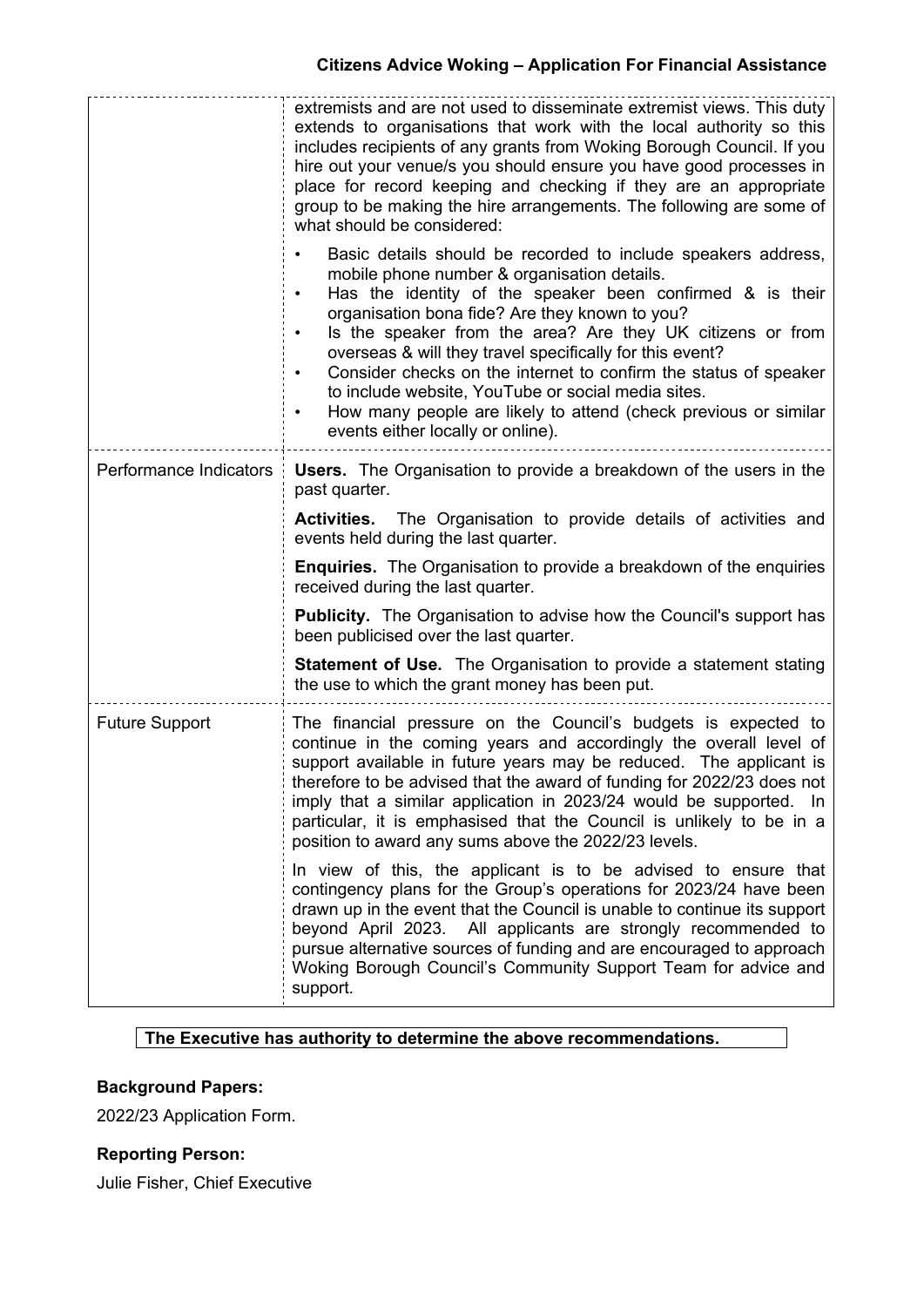| | |
|---|---|
| | extremists and are not used to disseminate extremist views. This duty extends to organisations that work with the local authority so this includes recipients of any grants from Woking Borough Council. If you hire out your venue/s you should ensure you have good processes in place for record keeping and checking if they are an appropriate group to be making the hire arrangements. The following are some of what should be considered:<br>• Basic details should be recorded to include speakers address, mobile phone number & organisation details.<br>• Has the identity of the speaker been confirmed & is their organisation bona fide? Are they known to you?<br>• Is the speaker from the area? Are they UK citizens or from overseas & will they travel specifically for this event?<br>• Consider checks on the internet to confirm the status of speaker to include website, YouTube or social media sites.<br>• How many people are likely to attend (check previous or similar events either locally or online). |
| Performance Indicators | **Users.** The Organisation to provide a breakdown of the users in the past quarter.<br>**Activities.** The Organisation to provide details of activities and events held during the last quarter.<br>**Enquiries.** The Organisation to provide a breakdown of the enquiries received during the last quarter.<br>**Publicity.** The Organisation to advise how the Council's support has been publicised over the last quarter.<br>**Statement of Use.** The Organisation to provide a statement stating the use to which the grant money has been put. |
| Future Support | The financial pressure on the Council's budgets is expected to continue in the coming years and accordingly the overall level of support available in future years may be reduced. The applicant is therefore to be advised that the award of funding for 2022/23 does not imply that a similar application in 2023/24 would be supported. In particular, it is emphasised that the Council is unlikely to be in a position to award any sums above the 2022/23 levels.<br>In view of this, the applicant is to be advised to ensure that contingency plans for the Group's operations for 2023/24 have been drawn up in the event that the Council is unable to continue its support beyond April 2023. All applicants are strongly recommended to pursue alternative sources of funding and are encouraged to approach Woking Borough Council's Community Support Team for advice and support. |

**The Executive has authority to determine the above recommendations.**

**Background Papers:**

2022/23 Application Form.

**Reporting Person:**

Julie Fisher, Chief Executive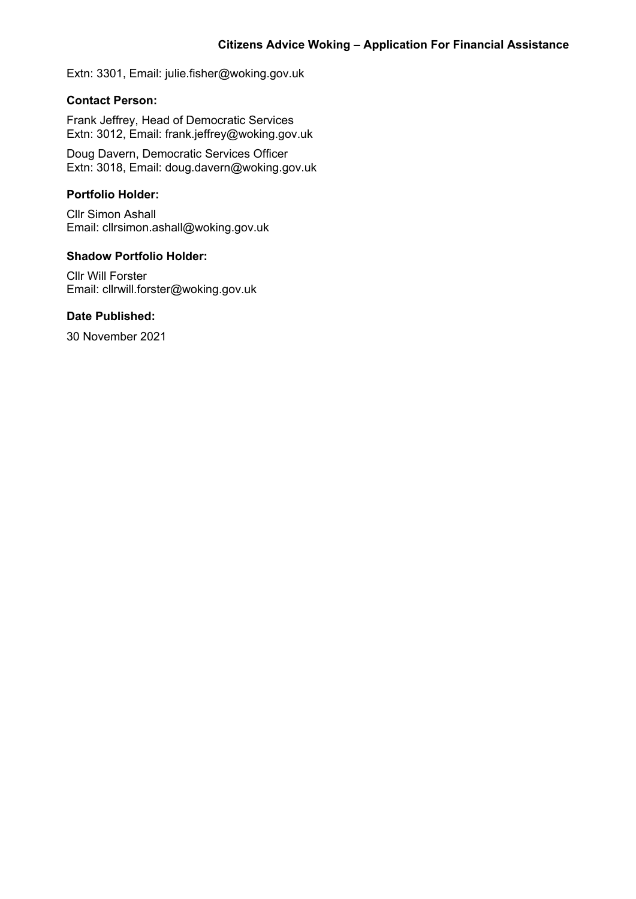Extn: 3301, Email: julie.fisher@woking.gov.uk

**Contact Person:**

Frank Jeffrey, Head of Democratic Services
Extn: 3012, Email: frank.jeffrey@woking.gov.uk

Doug Davern, Democratic Services Officer
Extn: 3018, Email: doug.davern@woking.gov.uk

**Portfolio Holder:**

Cllr Simon Ashall
Email: cllrsimon.ashall@woking.gov.uk

**Shadow Portfolio Holder:**

Cllr Will Forster
Email: cllrwill.forster@woking.gov.uk

**Date Published:**

30 November 2021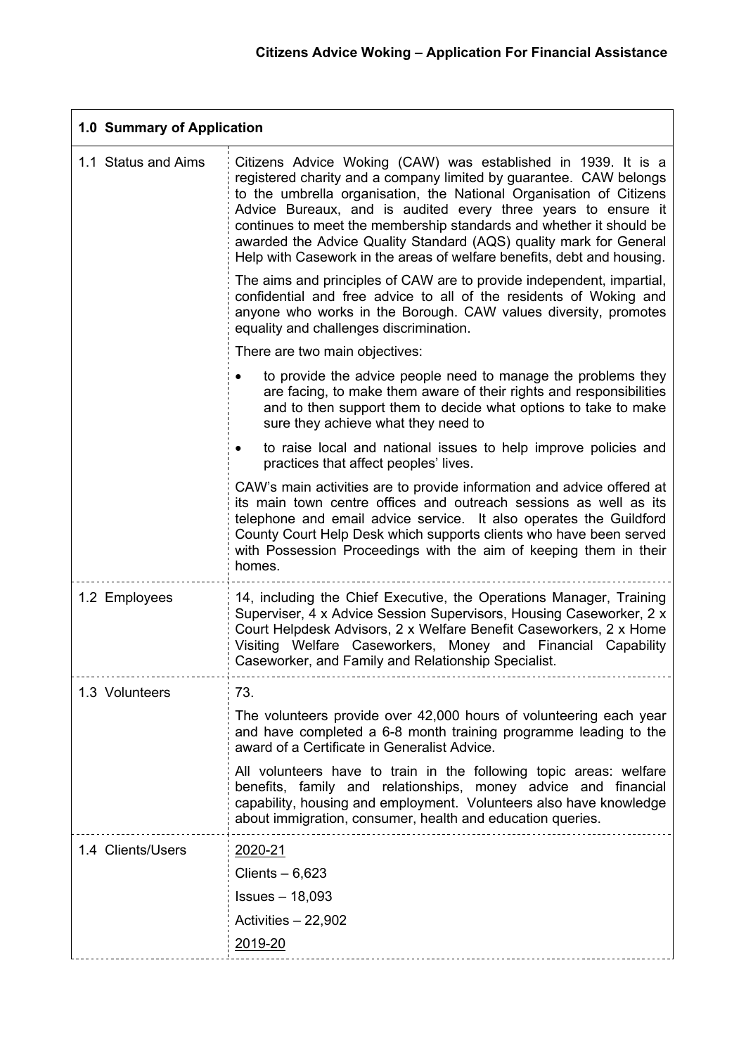## Citizens Advice Woking – Application For Financial Assistance

| **1.0 Summary of Application** | |
|---|---|
| 1.1 Status and Aims | Citizens Advice Woking (CAW) was established in 1939. It is a registered charity and a company limited by guarantee. CAW belongs to the umbrella organisation, the National Organisation of Citizens Advice Bureaux, and is audited every three years to ensure it continues to meet the membership standards and whether it should be awarded the Advice Quality Standard (AQS) quality mark for General Help with Casework in the areas of welfare benefits, debt and housing.<br><br>The aims and principles of CAW are to provide independent, impartial, confidential and free advice to all of the residents of Woking and anyone who works in the Borough. CAW values diversity, promotes equality and challenges discrimination.<br><br>There are two main objectives:<br><br>• to provide the advice people need to manage the problems they are facing, to make them aware of their rights and responsibilities and to then support them to decide what options to take to make sure they achieve what they need to<br><br>• to raise local and national issues to help improve policies and practices that affect peoples' lives.<br><br>CAW's main activities are to provide information and advice offered at its main town centre offices and outreach sessions as well as its telephone and email advice service. It also operates the Guildford County Court Help Desk which supports clients who have been served with Possession Proceedings with the aim of keeping them in their homes. |
| 1.2 Employees | 14, including the Chief Executive, the Operations Manager, Training Superviser, 4 x Advice Session Supervisors, Housing Caseworker, 2 x Court Helpdesk Advisors, 2 x Welfare Benefit Caseworkers, 2 x Home Visiting Welfare Caseworkers, Money and Financial Capability Caseworker, and Family and Relationship Specialist. |
| 1.3 Volunteers | 73.<br><br>The volunteers provide over 42,000 hours of volunteering each year and have completed a 6-8 month training programme leading to the award of a Certificate in Generalist Advice.<br><br>All volunteers have to train in the following topic areas: welfare benefits, family and relationships, money advice and financial capability, housing and employment. Volunteers also have knowledge about immigration, consumer, health and education queries. |
| 1.4 Clients/Users | 2020-21<br><br>Clients – 6,623<br><br>Issues – 18,093<br><br>Activities – 22,902<br><br>2019-20 |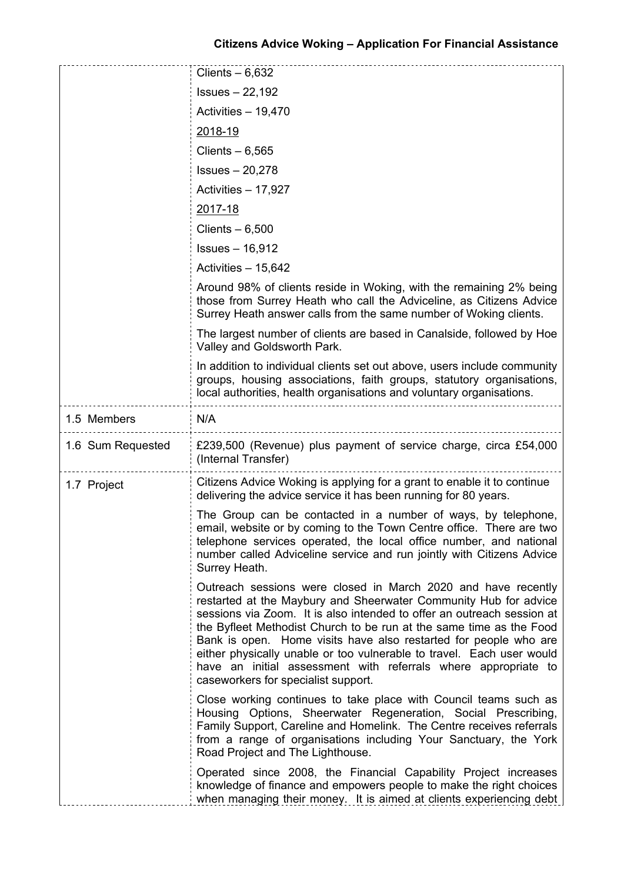## Citizens Advice Woking – Application For Financial Assistance

| | |
|---|---|
| | Clients – 6,632<br><br>Issues – 22,192<br><br>Activities – 19,470<br><br>2018-19<br><br>Clients – 6,565<br><br>Issues – 20,278<br><br>Activities – 17,927<br><br>2017-18<br><br>Clients – 6,500<br><br>Issues – 16,912<br><br>Activities – 15,642<br><br>Around 98% of clients reside in Woking, with the remaining 2% being those from Surrey Heath who call the Adviceline, as Citizens Advice Surrey Heath answer calls from the same number of Woking clients.<br><br>The largest number of clients are based in Canalside, followed by Hoe Valley and Goldsworth Park.<br><br>In addition to individual clients set out above, users include community groups, housing associations, faith groups, statutory organisations, local authorities, health organisations and voluntary organisations. |
| 1.5 Members | N/A |
| 1.6 Sum Requested | £239,500 (Revenue) plus payment of service charge, circa £54,000 (Internal Transfer) |
| 1.7 Project | Citizens Advice Woking is applying for a grant to enable it to continue delivering the advice service it has been running for 80 years.<br><br>The Group can be contacted in a number of ways, by telephone, email, website or by coming to the Town Centre office. There are two telephone services operated, the local office number, and national number called Adviceline service and run jointly with Citizens Advice Surrey Heath.<br><br>Outreach sessions were closed in March 2020 and have recently restarted at the Maybury and Sheerwater Community Hub for advice sessions via Zoom. It is also intended to offer an outreach session at the Byfleet Methodist Church to be run at the same time as the Food Bank is open. Home visits have also restarted for people who are either physically unable or too vulnerable to travel. Each user would have an initial assessment with referrals where appropriate to caseworkers for specialist support.<br><br>Close working continues to take place with Council teams such as Housing Options, Sheerwater Regeneration, Social Prescribing, Family Support, Careline and Homelink. The Centre receives referrals from a range of organisations including Your Sanctuary, the York Road Project and The Lighthouse.<br><br>Operated since 2008, the Financial Capability Project increases knowledge of finance and empowers people to make the right choices when managing their money. It is aimed at clients experiencing debt |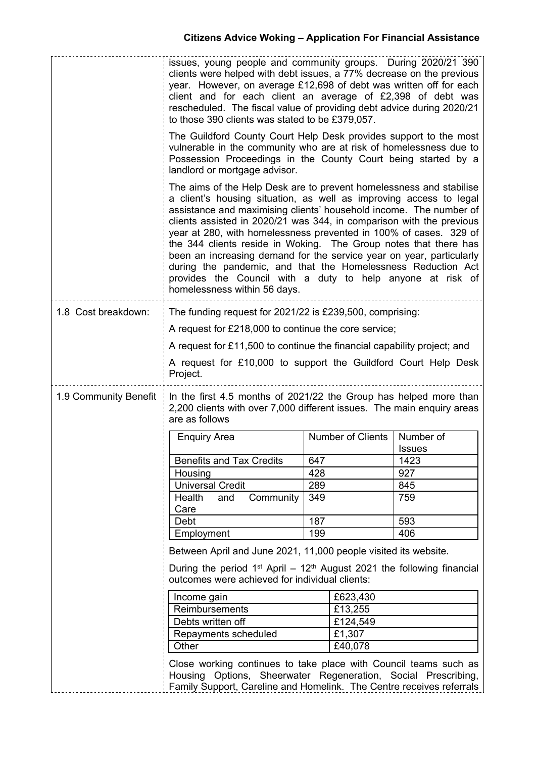| | |
|---|---|
| | issues, young people and community groups. During 2020/21 390 clients were helped with debt issues, a 77% decrease on the previous year. However, on average £12,698 of debt was written off for each client and for each client an average of £2,398 of debt was rescheduled. The fiscal value of providing debt advice during 2020/21 to those 390 clients was stated to be £379,057.<br><br>The Guildford County Court Help Desk provides support to the most vulnerable in the community who are at risk of homelessness due to Possession Proceedings in the County Court being started by a landlord or mortgage advisor.<br><br>The aims of the Help Desk are to prevent homelessness and stabilise a client's housing situation, as well as improving access to legal assistance and maximising clients' household income. The number of clients assisted in 2020/21 was 344, in comparison with the previous year at 280, with homelessness prevented in 100% of cases. 329 of the 344 clients reside in Woking. The Group notes that there has been an increasing demand for the service year on year, particularly during the pandemic, and that the Homelessness Reduction Act provides the Council with a duty to help anyone at risk of homelessness within 56 days. |
| 1.8 Cost breakdown: | The funding request for 2021/22 is £239,500, comprising:<br><br>A request for £218,000 to continue the core service;<br><br>A request for £11,500 to continue the financial capability project; and<br><br>A request for £10,000 to support the Guildford Court Help Desk Project. |
| 1.9 Community Benefit | In the first 4.5 months of 2021/22 the Group has helped more than 2,200 clients with over 7,000 different issues. The main enquiry areas are as follows |

| Enquiry Area | Number of Clients | Number of Issues |
|---|---|---|
| Benefits and Tax Credits | 647 | 1423 |
| Housing | 428 | 927 |
| Universal Credit | 289 | 845 |
| Health and Community Care | 349 | 759 |
| Debt | 187 | 593 |
| Employment | 199 | 406 |

Between April and June 2021, 11,000 people visited its website.

During the period 1st April – 12th August 2021 the following financial outcomes were achieved for individual clients:

| Outcome | Amount |
|---|---|
| Income gain | £623,430 |
| Reimbursements | £13,255 |
| Debts written off | £124,549 |
| Repayments scheduled | £1,307 |
| Other | £40,078 |

Close working continues to take place with Council teams such as Housing Options, Sheerwater Regeneration, Social Prescribing, Family Support, Careline and Homelink. The Centre receives referrals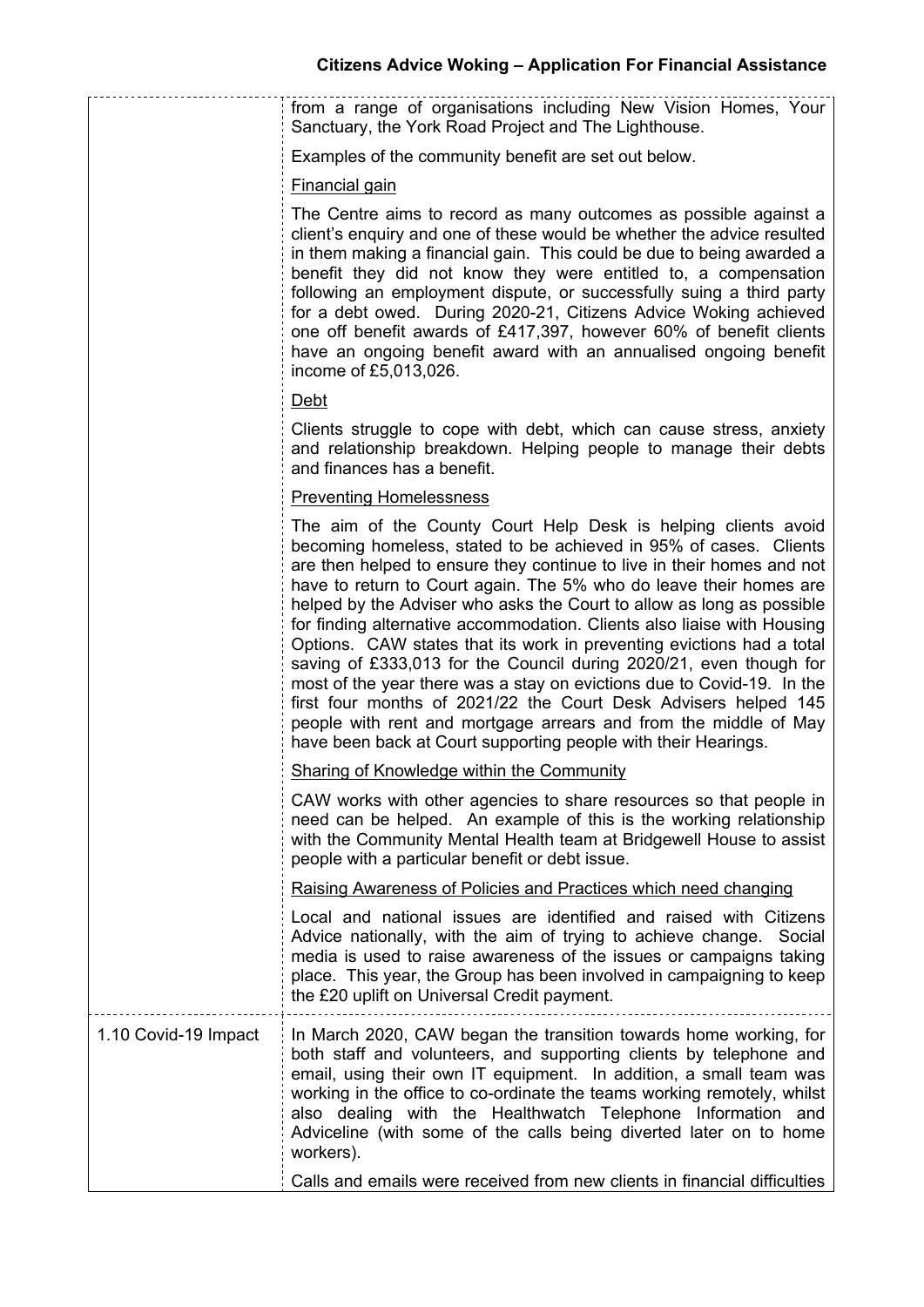| | |
|---|---|
| | from a range of organisations including New Vision Homes, Your Sanctuary, the York Road Project and The Lighthouse.<br><br>Examples of the community benefit are set out below.<br><br><u>Financial gain</u><br><br>The Centre aims to record as many outcomes as possible against a client's enquiry and one of these would be whether the advice resulted in them making a financial gain. This could be due to being awarded a benefit they did not know they were entitled to, a compensation following an employment dispute, or successfully suing a third party for a debt owed. During 2020-21, Citizens Advice Woking achieved one off benefit awards of £417,397, however 60% of benefit clients have an ongoing benefit award with an annualised ongoing benefit income of £5,013,026.<br><br><u>Debt</u><br><br>Clients struggle to cope with debt, which can cause stress, anxiety and relationship breakdown. Helping people to manage their debts and finances has a benefit.<br><br><u>Preventing Homelessness</u><br><br>The aim of the County Court Help Desk is helping clients avoid becoming homeless, stated to be achieved in 95% of cases. Clients are then helped to ensure they continue to live in their homes and not have to return to Court again. The 5% who do leave their homes are helped by the Adviser who asks the Court to allow as long as possible for finding alternative accommodation. Clients also liaise with Housing Options. CAW states that its work in preventing evictions had a total saving of £333,013 for the Council during 2020/21, even though for most of the year there was a stay on evictions due to Covid-19. In the first four months of 2021/22 the Court Desk Advisers helped 145 people with rent and mortgage arrears and from the middle of May have been back at Court supporting people with their Hearings.<br><br><u>Sharing of Knowledge within the Community</u><br><br>CAW works with other agencies to share resources so that people in need can be helped. An example of this is the working relationship with the Community Mental Health team at Bridgewell House to assist people with a particular benefit or debt issue.<br><br><u>Raising Awareness of Policies and Practices which need changing</u><br><br>Local and national issues are identified and raised with Citizens Advice nationally, with the aim of trying to achieve change. Social media is used to raise awareness of the issues or campaigns taking place. This year, the Group has been involved in campaigning to keep the £20 uplift on Universal Credit payment. |
| 1.10 Covid-19 Impact | In March 2020, CAW began the transition towards home working, for both staff and volunteers, and supporting clients by telephone and email, using their own IT equipment. In addition, a small team was working in the office to co-ordinate the teams working remotely, whilst also dealing with the Healthwatch Telephone Information and Adviceline (with some of the calls being diverted later on to home workers).<br><br>Calls and emails were received from new clients in financial difficulties |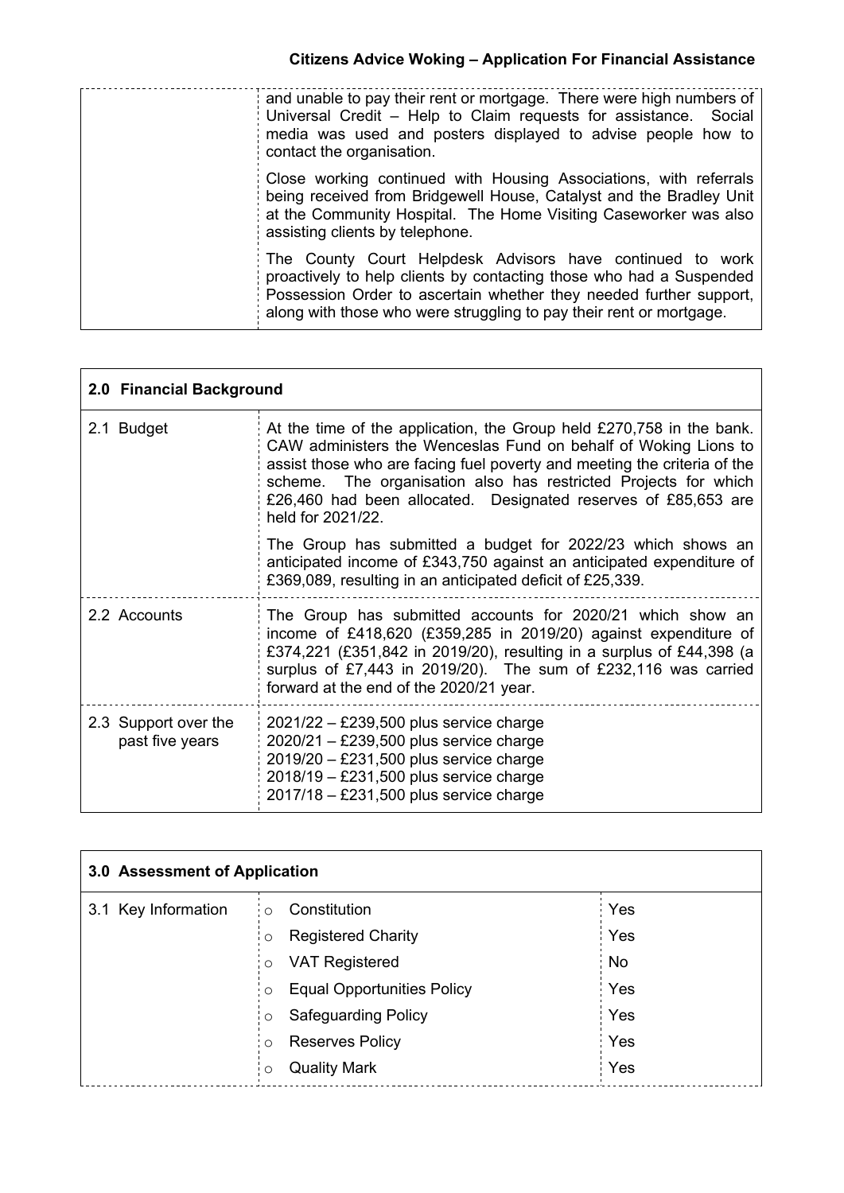| | |
|---|---|
| | and unable to pay their rent or mortgage. There were high numbers of Universal Credit – Help to Claim requests for assistance. Social media was used and posters displayed to advise people how to contact the organisation.<br><br>Close working continued with Housing Associations, with referrals being received from Bridgewell House, Catalyst and the Bradley Unit at the Community Hospital. The Home Visiting Caseworker was also assisting clients by telephone.<br><br>The County Court Helpdesk Advisors have continued to work proactively to help clients by contacting those who had a Suspended Possession Order to ascertain whether they needed further support, along with those who were struggling to pay their rent or mortgage. |

| **2.0 Financial Background** | |
|---|---|
| 2.1 Budget | At the time of the application, the Group held £270,758 in the bank. CAW administers the Wenceslas Fund on behalf of Woking Lions to assist those who are facing fuel poverty and meeting the criteria of the scheme. The organisation also has restricted Projects for which £26,460 had been allocated. Designated reserves of £85,653 are held for 2021/22.<br><br>The Group has submitted a budget for 2022/23 which shows an anticipated income of £343,750 against an anticipated expenditure of £369,089, resulting in an anticipated deficit of £25,339. |
| 2.2 Accounts | The Group has submitted accounts for 2020/21 which show an income of £418,620 (£359,285 in 2019/20) against expenditure of £374,221 (£351,842 in 2019/20), resulting in a surplus of £44,398 (a surplus of £7,443 in 2019/20). The sum of £232,116 was carried forward at the end of the 2020/21 year. |
| 2.3 Support over the past five years | 2021/22 – £239,500 plus service charge<br>2020/21 – £239,500 plus service charge<br>2019/20 – £231,500 plus service charge<br>2018/19 – £231,500 plus service charge<br>2017/18 – £231,500 plus service charge |

| **3.0 Assessment of Application** | | |
|---|---|---|
| 3.1 Key Information | ○ Constitution | Yes |
| | ○ Registered Charity | Yes |
| | ○ VAT Registered | No |
| | ○ Equal Opportunities Policy | Yes |
| | ○ Safeguarding Policy | Yes |
| | ○ Reserves Policy | Yes |
| | ○ Quality Mark | Yes |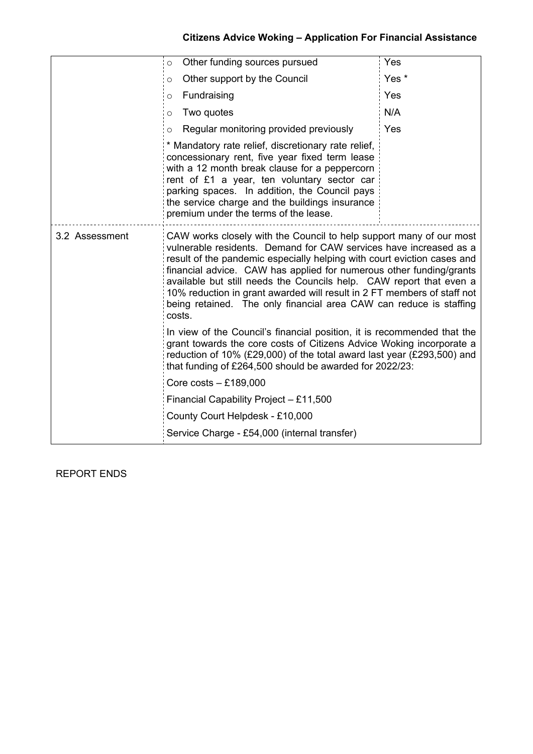| | | |
|---|---|---|
| | ○ Other funding sources pursued | Yes |
| | ○ Other support by the Council | Yes * |
| | ○ Fundraising | Yes |
| | ○ Two quotes | N/A |
| | ○ Regular monitoring provided previously | Yes |
| | * Mandatory rate relief, discretionary rate relief, concessionary rent, five year fixed term lease with a 12 month break clause for a peppercorn rent of £1 a year, ten voluntary sector car parking spaces. In addition, the Council pays the service charge and the buildings insurance premium under the terms of the lease. | |
| 3.2 Assessment | CAW works closely with the Council to help support many of our most vulnerable residents. Demand for CAW services have increased as a result of the pandemic especially helping with court eviction cases and financial advice. CAW has applied for numerous other funding/grants available but still needs the Councils help. CAW report that even a 10% reduction in grant awarded will result in 2 FT members of staff not being retained. The only financial area CAW can reduce is staffing costs.<br><br>In view of the Council's financial position, it is recommended that the grant towards the core costs of Citizens Advice Woking incorporate a reduction of 10% (£29,000) of the total award last year (£293,500) and that funding of £264,500 should be awarded for 2022/23:<br><br>Core costs – £189,000<br><br>Financial Capability Project – £11,500<br><br>County Court Helpdesk - £10,000<br><br>Service Charge - £54,000 (internal transfer) | |

REPORT ENDS